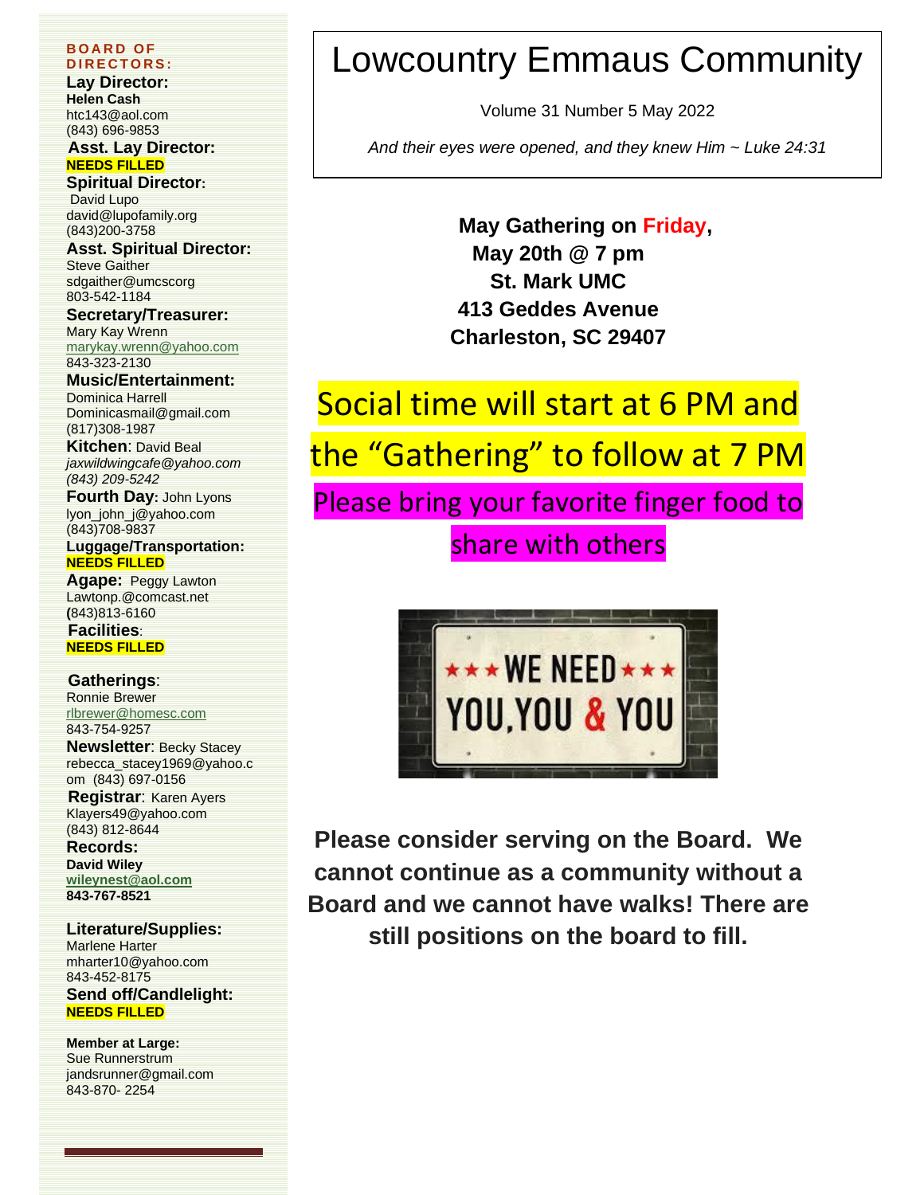# Lowcountry Emmaus Community

Volume 31 Number 5 May 2022

*And their eyes were opened, and they knew Him ~ Luke 24:31*

**May Gathering on Friday, May 20th @ 7 pm**
**St. Mark UMC**
**413 Geddes Avenue**
**Charleston, SC 29407**

Social time will start at 6 PM and the "Gathering" to follow at 7 PM

Please bring your favorite finger food to share with others

★★★ WE NEED ★★★ YOU, YOU & YOU

**Please consider serving on the Board. We cannot continue as a community without a Board and we cannot have walks! There are still positions on the board to fill.**

---

**BOARD OF DIRECTORS:**

**Lay Director:**
**Helen Cash**
htc143@aol.com
(843) 696-9853

**Asst. Lay Director:**
**NEEDS FILLED**

**Spiritual Director:**
David Lupo
david@lupofamily.org
(843)200-3758

**Asst. Spiritual Director:**
Steve Gaither
sdgaither@umcscorg
803-542-1184

**Secretary/Treasurer:**
Mary Kay Wrenn
marykay.wrenn@yahoo.com
843-323-2130

**Music/Entertainment:**
Dominica Harrell
Dominicasmail@gmail.com
(817)308-1987

**Kitchen**: David Beal
*jaxwildwingcafe@yahoo.com*
*(843) 209-5242*

**Fourth Day:** John Lyons
lyon_john_j@yahoo.com
(843)708-9837

**Luggage/Transportation:**
**NEEDS FILLED**

**Agape:** Peggy Lawton
Lawtonp.@comcast.net
(843)813-6160

**Facilities**:
**NEEDS FILLED**

**Gatherings**:
Ronnie Brewer
rlbrewer@homesc.com
843-754-9257

**Newsletter**: Becky Stacey
rebecca_stacey1969@yahoo.com (843) 697-0156

**Registrar**: Karen Ayers
Klayers49@yahoo.com
(843) 812-8644

**Records:**
**David Wiley**
**wileynest@aol.com**
**843-767-8521**

**Literature/Supplies:**
Marlene Harter
mharter10@yahoo.com
843-452-8175

**Send off/Candlelight:**
**NEEDS FILLED**

**Member at Large:**
Sue Runnerstrum
jandsrunner@gmail.com
843-870- 2254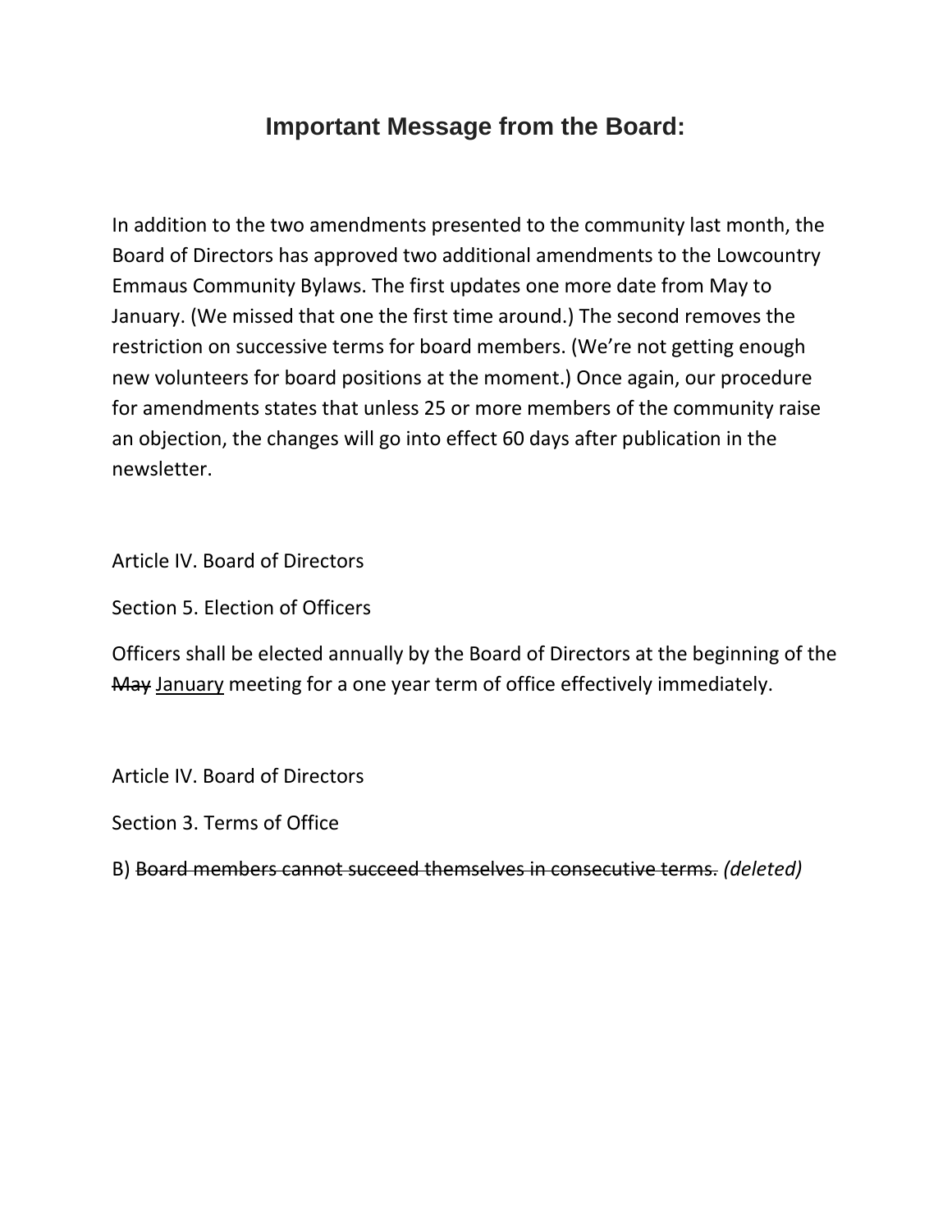# Important Message from the Board:

In addition to the two amendments presented to the community last month, the Board of Directors has approved two additional amendments to the Lowcountry Emmaus Community Bylaws. The first updates one more date from May to January. (We missed that one the first time around.) The second removes the restriction on successive terms for board members. (We're not getting enough new volunteers for board positions at the moment.) Once again, our procedure for amendments states that unless 25 or more members of the community raise an objection, the changes will go into effect 60 days after publication in the newsletter.

Article IV. Board of Directors

Section 5. Election of Officers

Officers shall be elected annually by the Board of Directors at the beginning of the ~~May~~ <u>January</u> meeting for a one year term of office effectively immediately.

Article IV. Board of Directors

Section 3. Terms of Office

B) ~~Board members cannot succeed themselves in consecutive terms.~~ *(deleted)*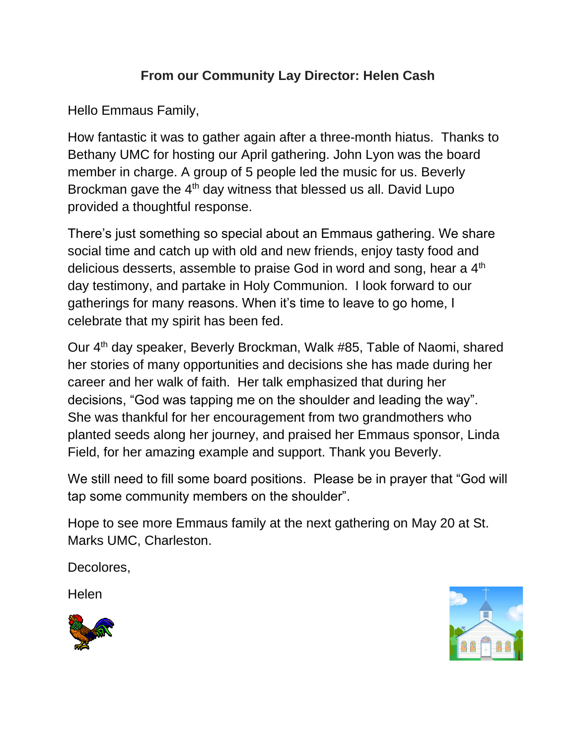## From our Community Lay Director: Helen Cash

Hello Emmaus Family,

How fantastic it was to gather again after a three-month hiatus.  Thanks to Bethany UMC for hosting our April gathering. John Lyon was the board member in charge. A group of 5 people led the music for us. Beverly Brockman gave the 4th day witness that blessed us all. David Lupo provided a thoughtful response.

There's just something so special about an Emmaus gathering. We share social time and catch up with old and new friends, enjoy tasty food and delicious desserts, assemble to praise God in word and song, hear a 4th day testimony, and partake in Holy Communion.  I look forward to our gatherings for many reasons. When it's time to leave to go home, I celebrate that my spirit has been fed.

Our 4th day speaker, Beverly Brockman, Walk #85, Table of Naomi, shared her stories of many opportunities and decisions she has made during her career and her walk of faith.  Her talk emphasized that during her decisions, "God was tapping me on the shoulder and leading the way". She was thankful for her encouragement from two grandmothers who planted seeds along her journey, and praised her Emmaus sponsor, Linda Field, for her amazing example and support. Thank you Beverly.

We still need to fill some board positions.  Please be in prayer that "God will tap some community members on the shoulder".

Hope to see more Emmaus family at the next gathering on May 20 at St. Marks UMC, Charleston.

Decolores,

Helen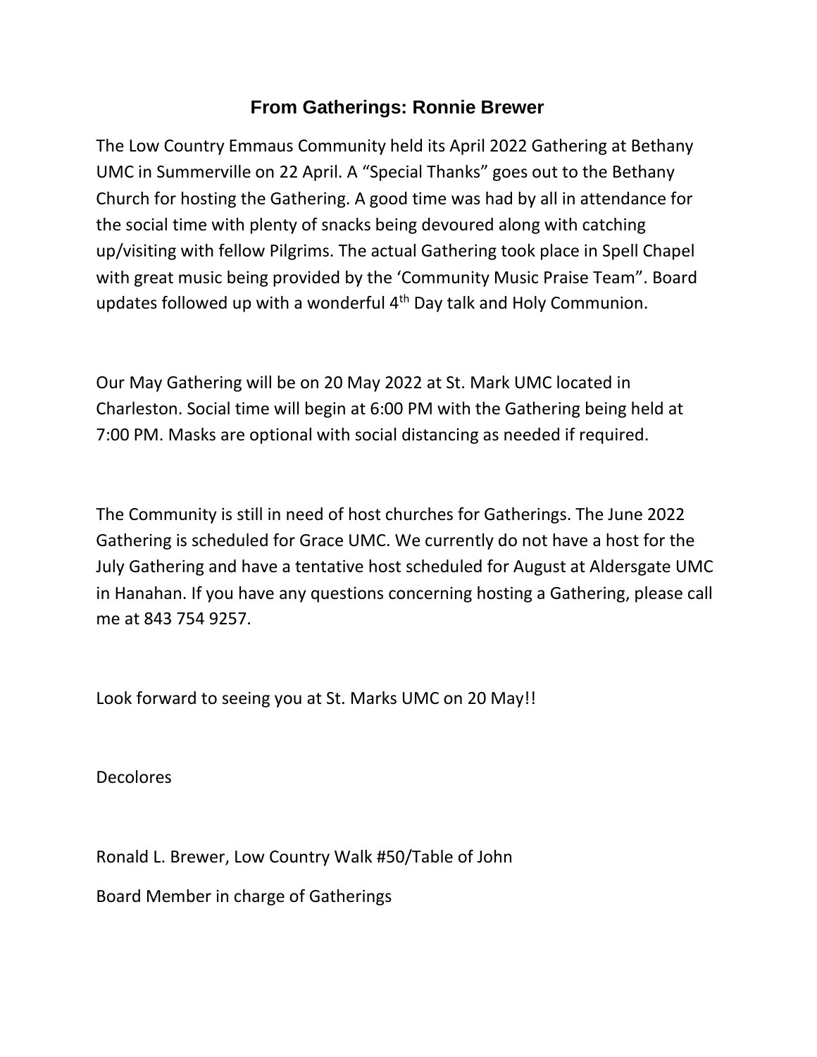## From Gatherings: Ronnie Brewer

The Low Country Emmaus Community held its April 2022 Gathering at Bethany UMC in Summerville on 22 April. A "Special Thanks" goes out to the Bethany Church for hosting the Gathering. A good time was had by all in attendance for the social time with plenty of snacks being devoured along with catching up/visiting with fellow Pilgrims. The actual Gathering took place in Spell Chapel with great music being provided by the 'Community Music Praise Team". Board updates followed up with a wonderful 4th Day talk and Holy Communion.

Our May Gathering will be on 20 May 2022 at St. Mark UMC located in Charleston. Social time will begin at 6:00 PM with the Gathering being held at 7:00 PM. Masks are optional with social distancing as needed if required.

The Community is still in need of host churches for Gatherings. The June 2022 Gathering is scheduled for Grace UMC. We currently do not have a host for the July Gathering and have a tentative host scheduled for August at Aldersgate UMC in Hanahan. If you have any questions concerning hosting a Gathering, please call me at 843 754 9257.

Look forward to seeing you at St. Marks UMC on 20 May!!

Decolores

Ronald L. Brewer, Low Country Walk #50/Table of John

Board Member in charge of Gatherings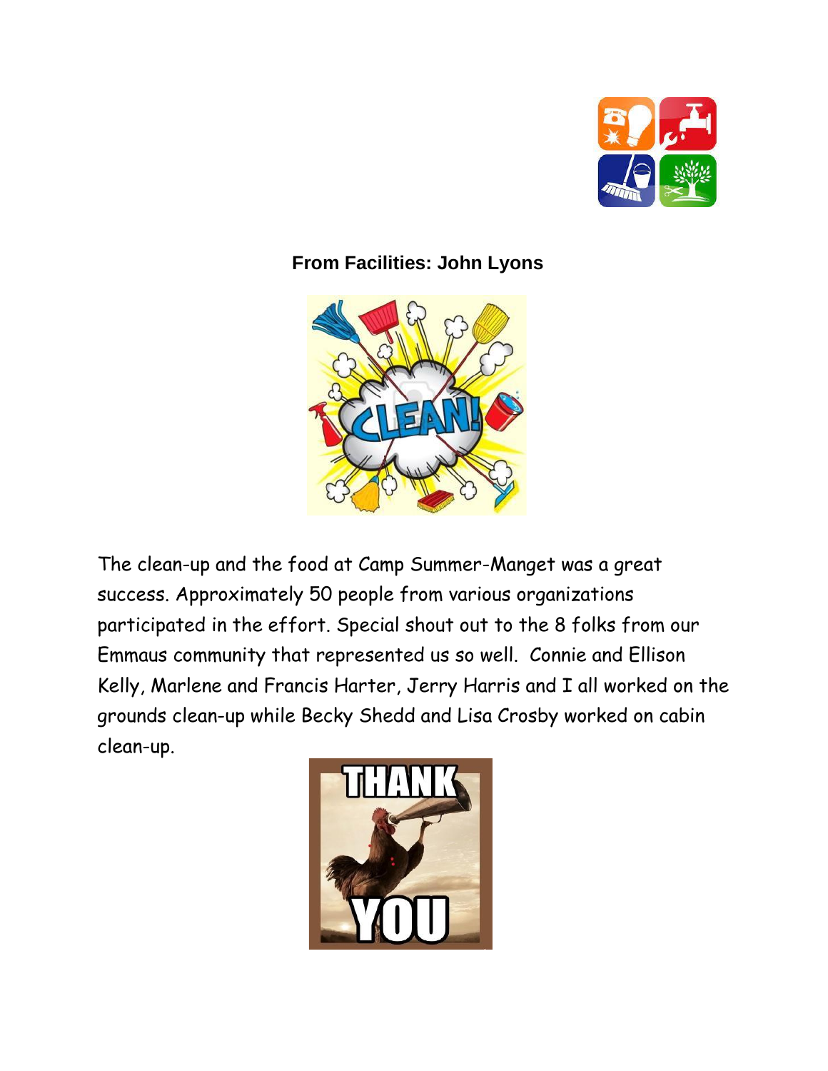**From Facilities: John Lyons**

The clean-up and the food at Camp Summer-Manget was a great success. Approximately 50 people from various organizations participated in the effort. Special shout out to the 8 folks from our Emmaus community that represented us so well. Connie and Ellison Kelly, Marlene and Francis Harter, Jerry Harris and I all worked on the grounds clean-up while Becky Shedd and Lisa Crosby worked on cabin clean-up.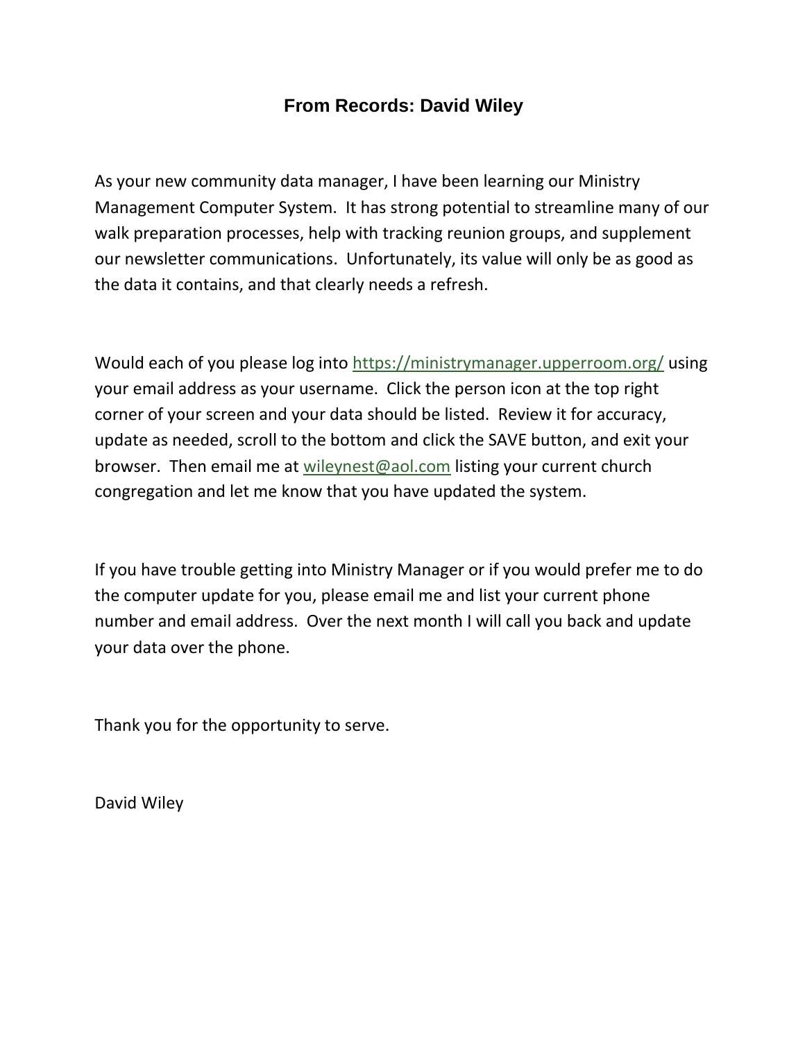## From Records: David Wiley

As your new community data manager, I have been learning our Ministry Management Computer System. It has strong potential to streamline many of our walk preparation processes, help with tracking reunion groups, and supplement our newsletter communications. Unfortunately, its value will only be as good as the data it contains, and that clearly needs a refresh.

Would each of you please log into https://ministrymanager.upperroom.org/ using your email address as your username. Click the person icon at the top right corner of your screen and your data should be listed. Review it for accuracy, update as needed, scroll to the bottom and click the SAVE button, and exit your browser. Then email me at wileynest@aol.com listing your current church congregation and let me know that you have updated the system.

If you have trouble getting into Ministry Manager or if you would prefer me to do the computer update for you, please email me and list your current phone number and email address. Over the next month I will call you back and update your data over the phone.

Thank you for the opportunity to serve.

David Wiley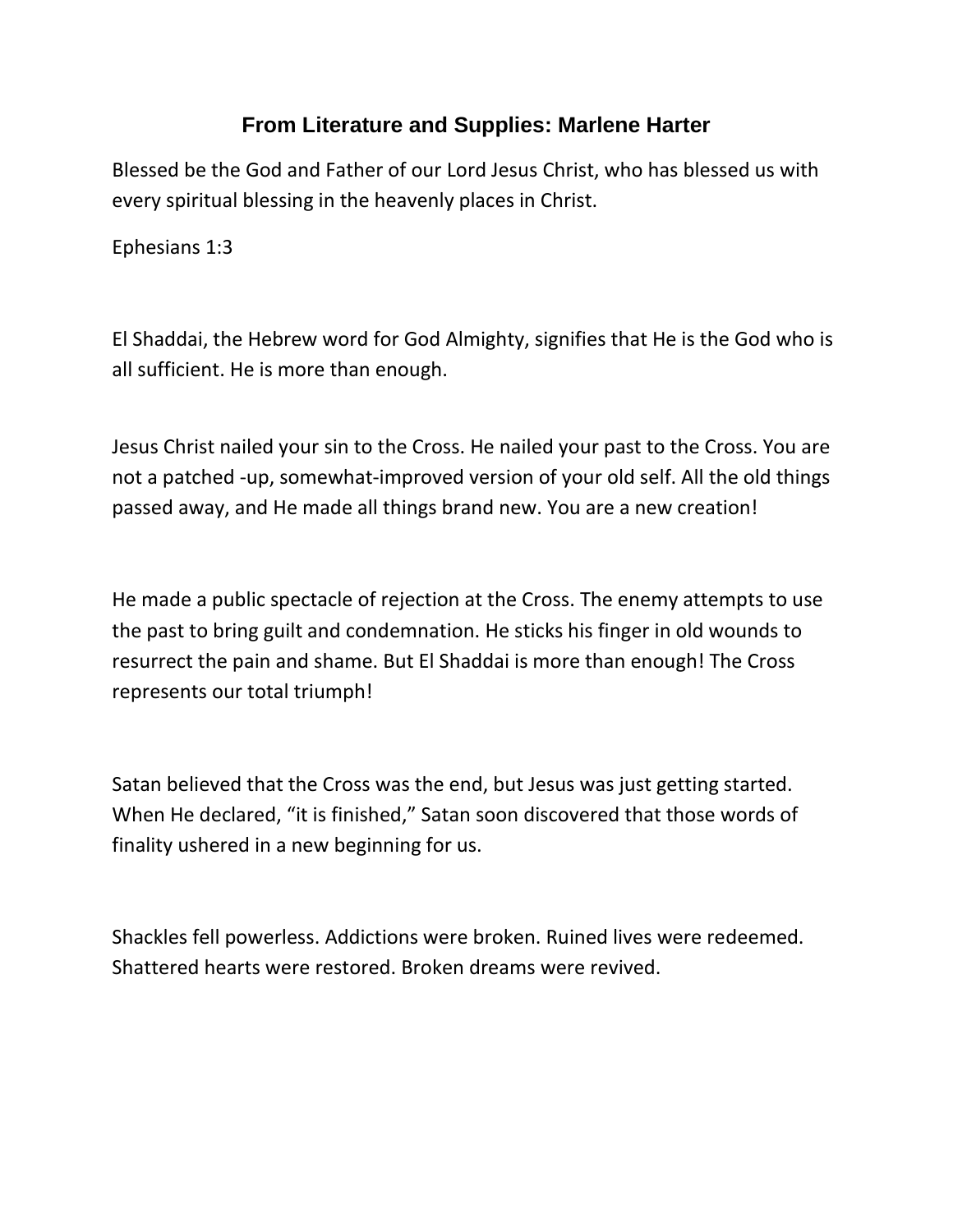## From Literature and Supplies: Marlene Harter

Blessed be the God and Father of our Lord Jesus Christ, who has blessed us with every spiritual blessing in the heavenly places in Christ.

Ephesians 1:3

El Shaddai, the Hebrew word for God Almighty, signifies that He is the God who is all sufficient. He is more than enough.

Jesus Christ nailed your sin to the Cross. He nailed your past to the Cross. You are not a patched -up, somewhat-improved version of your old self. All the old things passed away, and He made all things brand new. You are a new creation!

He made a public spectacle of rejection at the Cross. The enemy attempts to use the past to bring guilt and condemnation. He sticks his finger in old wounds to resurrect the pain and shame. But El Shaddai is more than enough! The Cross represents our total triumph!

Satan believed that the Cross was the end, but Jesus was just getting started. When He declared, "it is finished," Satan soon discovered that those words of finality ushered in a new beginning for us.

Shackles fell powerless. Addictions were broken. Ruined lives were redeemed. Shattered hearts were restored. Broken dreams were revived.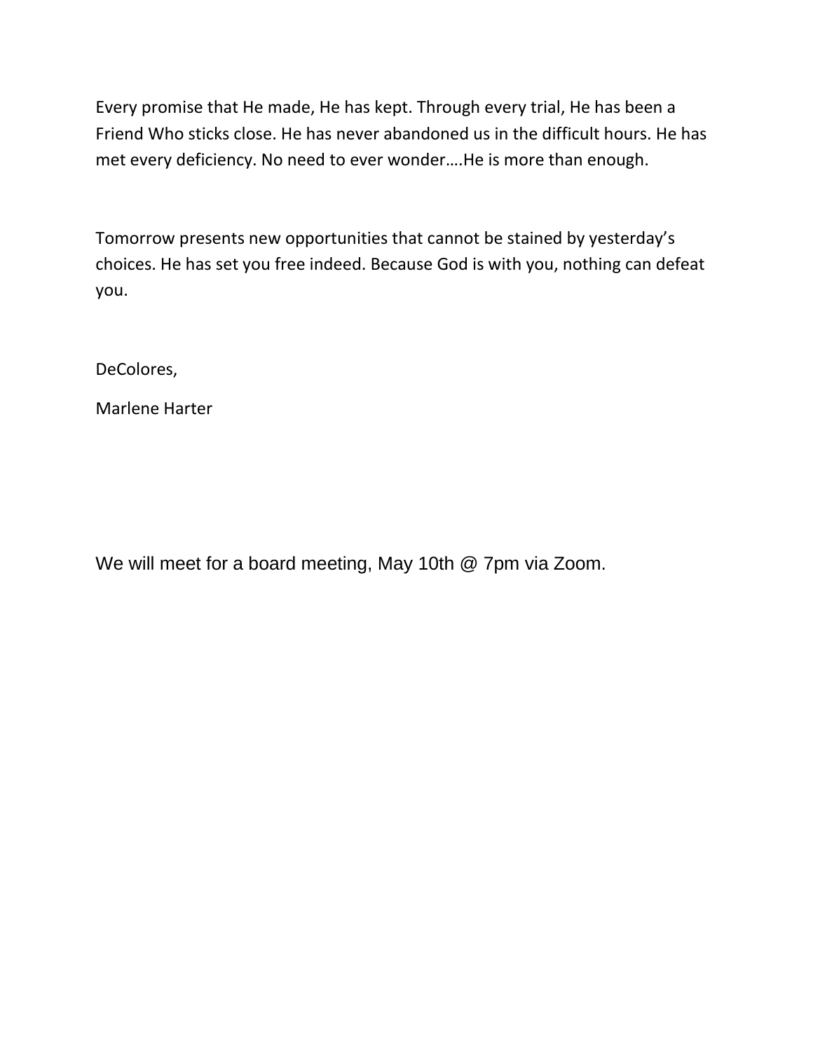Every promise that He made, He has kept. Through every trial, He has been a Friend Who sticks close. He has never abandoned us in the difficult hours. He has met every deficiency. No need to ever wonder….He is more than enough.

Tomorrow presents new opportunities that cannot be stained by yesterday's choices. He has set you free indeed. Because God is with you, nothing can defeat you.

DeColores,

Marlene Harter

We will meet for a board meeting, May 10th @ 7pm via Zoom.